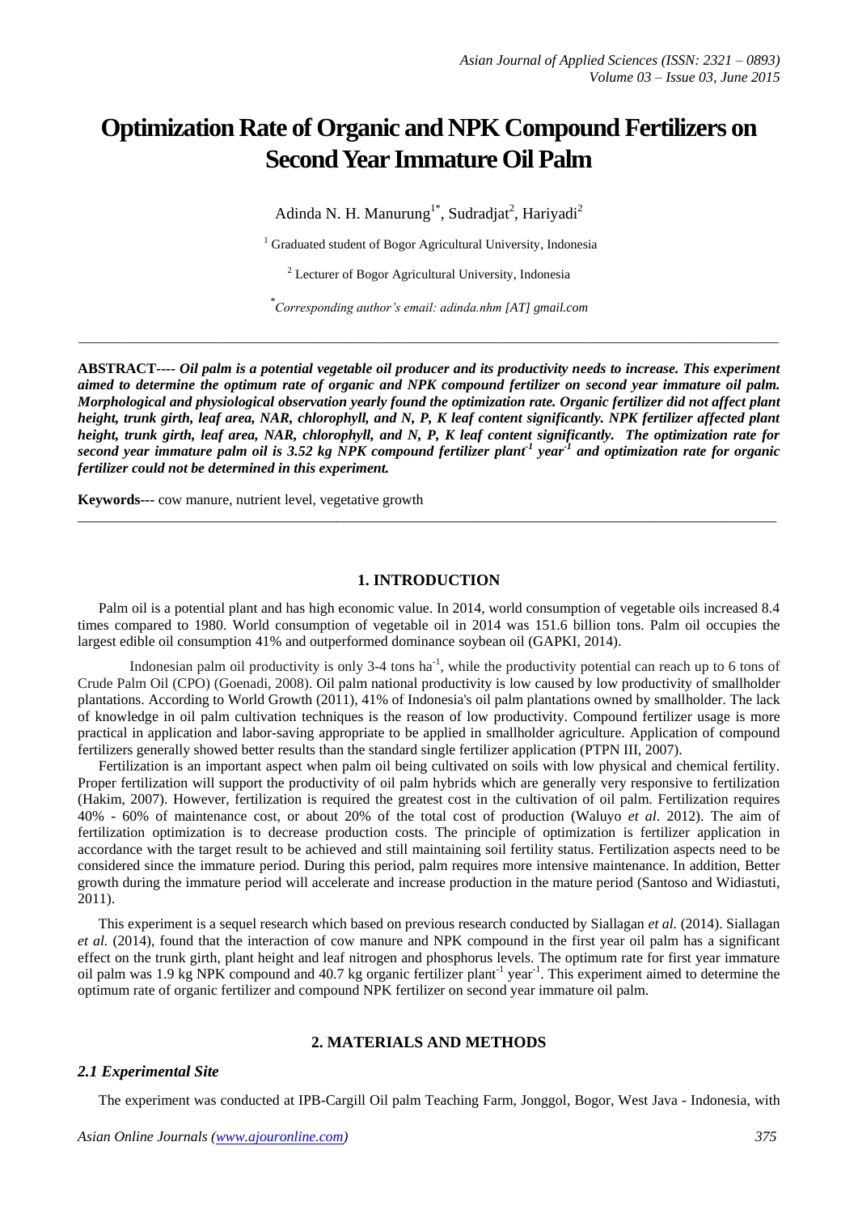# Optimization Rate of Organic and NPK Compound Fertilizers on Second Year Immature Oil Palm

Adinda N. H. Manurung[1*], Sudradjat[2], Hariyadi[2]

[1] Graduated student of Bogor Agricultural University, Indonesia

[2] Lecturer of Bogor Agricultural University, Indonesia

[*]*Corresponding author's email: adinda.nhm [AT] gmail.com*

---

**ABSTRACT----** ***Oil palm is a potential vegetable oil producer and its productivity needs to increase. This experiment aimed to determine the optimum rate of organic and NPK compound fertilizer on second year immature oil palm. Morphological and physiological observation yearly found the optimization rate. Organic fertilizer did not affect plant height, trunk girth, leaf area, NAR, chlorophyll, and N, P, K leaf content significantly. NPK fertilizer affected plant height, trunk girth, leaf area, NAR, chlorophyll, and N, P, K leaf content significantly. The optimization rate for second year immature palm oil is 3.52 kg NPK compound fertilizer plant$^{-1}$ year$^{-1}$ and optimization rate for organic fertilizer could not be determined in this experiment.***

**Keywords---** cow manure, nutrient level, vegetative growth

---

## 1. INTRODUCTION

Palm oil is a potential plant and has high economic value. In 2014, world consumption of vegetable oils increased 8.4 times compared to 1980. World consumption of vegetable oil in 2014 was 151.6 billion tons. Palm oil occupies the largest edible oil consumption 41% and outperformed dominance soybean oil (GAPKI, 2014).

Indonesian palm oil productivity is only 3-4 tons ha$^{-1}$, while the productivity potential can reach up to 6 tons of Crude Palm Oil (CPO) (Goenadi, 2008). Oil palm national productivity is low caused by low productivity of smallholder plantations. According to World Growth (2011), 41% of Indonesia's oil palm plantations owned by smallholder. The lack of knowledge in oil palm cultivation techniques is the reason of low productivity. Compound fertilizer usage is more practical in application and labor-saving appropriate to be applied in smallholder agriculture. Application of compound fertilizers generally showed better results than the standard single fertilizer application (PTPN III, 2007).

Fertilization is an important aspect when palm oil being cultivated on soils with low physical and chemical fertility. Proper fertilization will support the productivity of oil palm hybrids which are generally very responsive to fertilization (Hakim, 2007). However, fertilization is required the greatest cost in the cultivation of oil palm. Fertilization requires 40% - 60% of maintenance cost, or about 20% of the total cost of production (Waluyo *et al*. 2012). The aim of fertilization optimization is to decrease production costs. The principle of optimization is fertilizer application in accordance with the target result to be achieved and still maintaining soil fertility status. Fertilization aspects need to be considered since the immature period. During this period, palm requires more intensive maintenance. In addition, Better growth during the immature period will accelerate and increase production in the mature period (Santoso and Widiastuti, 2011).

This experiment is a sequel research which based on previous research conducted by Siallagan *et al.* (2014). Siallagan *et al.* (2014), found that the interaction of cow manure and NPK compound in the first year oil palm has a significant effect on the trunk girth, plant height and leaf nitrogen and phosphorus levels. The optimum rate for first year immature oil palm was 1.9 kg NPK compound and 40.7 kg organic fertilizer plant$^{-1}$ year$^{-1}$. This experiment aimed to determine the optimum rate of organic fertilizer and compound NPK fertilizer on second year immature oil palm.

## 2. MATERIALS AND METHODS

### *2.1 Experimental Site*

The experiment was conducted at IPB-Cargill Oil palm Teaching Farm, Jonggol, Bogor, West Java - Indonesia, with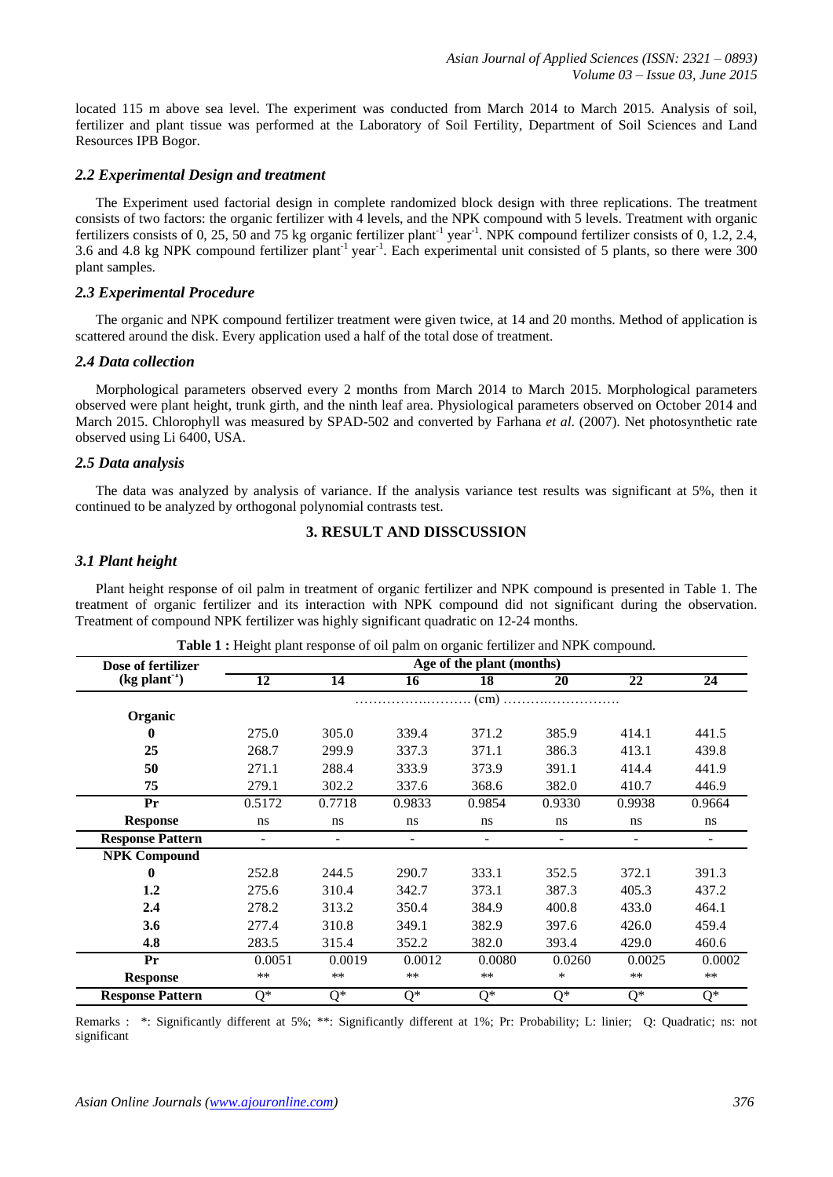located 115 m above sea level. The experiment was conducted from March 2014 to March 2015. Analysis of soil, fertilizer and plant tissue was performed at the Laboratory of Soil Fertility, Department of Soil Sciences and Land Resources IPB Bogor.

### *2.2 Experimental Design and treatment*

The Experiment used factorial design in complete randomized block design with three replications. The treatment consists of two factors: the organic fertilizer with 4 levels, and the NPK compound with 5 levels. Treatment with organic fertilizers consists of 0, 25, 50 and 75 kg organic fertilizer plant$^{-1}$ year$^{-1}$. NPK compound fertilizer consists of 0, 1.2, 2.4, 3.6 and 4.8 kg NPK compound fertilizer plant$^{-1}$ year$^{-1}$. Each experimental unit consisted of 5 plants, so there were 300 plant samples.

### *2.3 Experimental Procedure*

The organic and NPK compound fertilizer treatment were given twice, at 14 and 20 months. Method of application is scattered around the disk. Every application used a half of the total dose of treatment.

### *2.4 Data collection*

Morphological parameters observed every 2 months from March 2014 to March 2015. Morphological parameters observed were plant height, trunk girth, and the ninth leaf area. Physiological parameters observed on October 2014 and March 2015. Chlorophyll was measured by SPAD-502 and converted by Farhana *et al.* (2007). Net photosynthetic rate observed using Li 6400, USA.

### *2.5 Data analysis*

The data was analyzed by analysis of variance. If the analysis variance test results was significant at 5%, then it continued to be analyzed by orthogonal polynomial contrasts test.

## 3. RESULT AND DISSCUSSION

### *3.1 Plant height*

Plant height response of oil palm in treatment of organic fertilizer and NPK compound is presented in Table 1. The treatment of organic fertilizer and its interaction with NPK compound did not significant during the observation. Treatment of compound NPK fertilizer was highly significant quadratic on 12-24 months.

**Table 1 :** Height plant response of oil palm on organic fertilizer and NPK compound.

| Dose of fertilizer (kg plant$^{-1}$) | Age of the plant (months) | | | | | | |
|---|---|---|---|---|---|---|---|
| | 12 | 14 | 16 | 18 | 20 | 22 | 24 |
| | ……………………. (cm) ……………………. | | | | | | |
| **Organic** | | | | | | | |
| **0** | 275.0 | 305.0 | 339.4 | 371.2 | 385.9 | 414.1 | 441.5 |
| **25** | 268.7 | 299.9 | 337.3 | 371.1 | 386.3 | 413.1 | 439.8 |
| **50** | 271.1 | 288.4 | 333.9 | 373.9 | 391.1 | 414.4 | 441.9 |
| **75** | 279.1 | 302.2 | 337.6 | 368.6 | 382.0 | 410.7 | 446.9 |
| **Pr** | 0.5172 | 0.7718 | 0.9833 | 0.9854 | 0.9330 | 0.9938 | 0.9664 |
| **Response** | ns | ns | ns | ns | ns | ns | ns |
| **Response Pattern** | - | - | - | - | - | - | - |
| **NPK Compound** | | | | | | | |
| **0** | 252.8 | 244.5 | 290.7 | 333.1 | 352.5 | 372.1 | 391.3 |
| **1.2** | 275.6 | 310.4 | 342.7 | 373.1 | 387.3 | 405.3 | 437.2 |
| **2.4** | 278.2 | 313.2 | 350.4 | 384.9 | 400.8 | 433.0 | 464.1 |
| **3.6** | 277.4 | 310.8 | 349.1 | 382.9 | 397.6 | 426.0 | 459.4 |
| **4.8** | 283.5 | 315.4 | 352.2 | 382.0 | 393.4 | 429.0 | 460.6 |
| **Pr** | 0.0051 | 0.0019 | 0.0012 | 0.0080 | 0.0260 | 0.0025 | 0.0002 |
| **Response** | ** | ** | ** | ** | * | ** | ** |
| **Response Pattern** | Q* | Q* | Q* | Q* | Q* | Q* | Q* |

Remarks : *: Significantly different at 5%; **: Significantly different at 1%; Pr: Probability; L: linier; Q: Quadratic; ns: not significant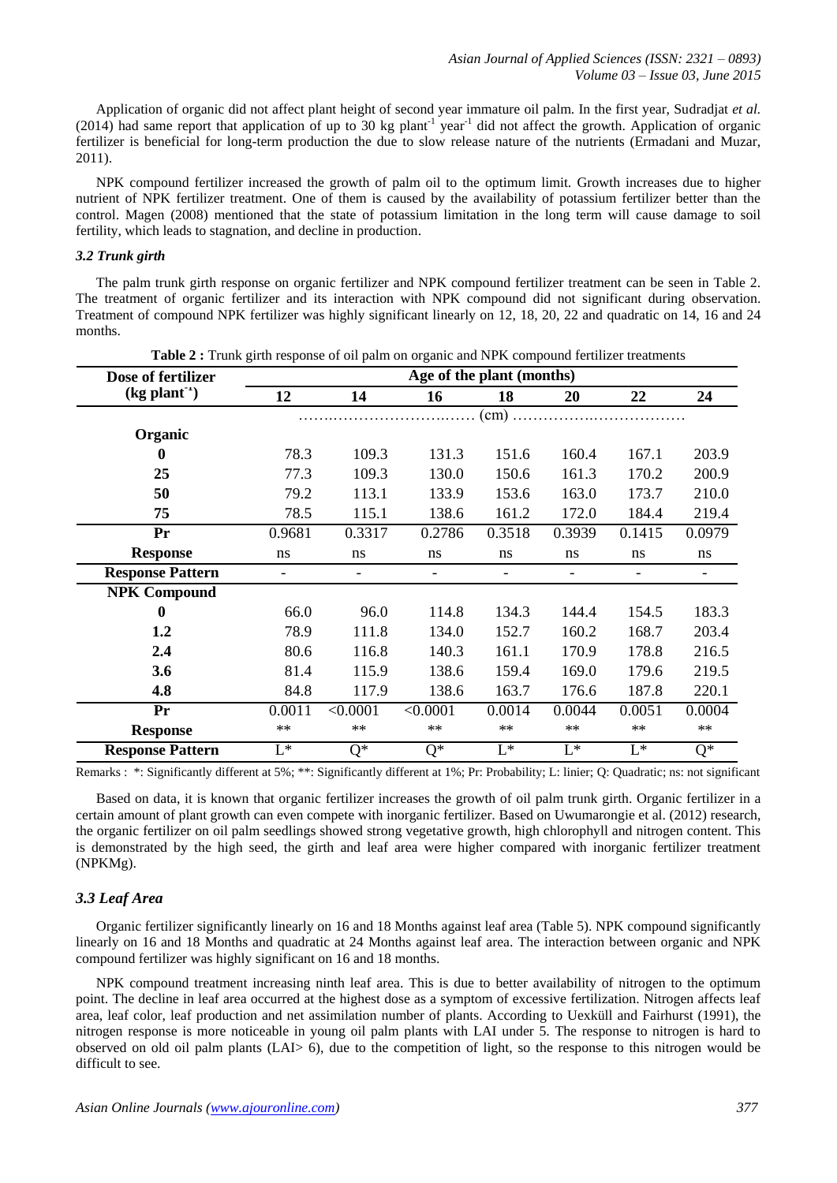Application of organic did not affect plant height of second year immature oil palm. In the first year, Sudradjat *et al.* (2014) had same report that application of up to 30 kg plant$^{-1}$ year$^{-1}$ did not affect the growth. Application of organic fertilizer is beneficial for long-term production the due to slow release nature of the nutrients (Ermadani and Muzar, 2011).

NPK compound fertilizer increased the growth of palm oil to the optimum limit. Growth increases due to higher nutrient of NPK fertilizer treatment. One of them is caused by the availability of potassium fertilizer better than the control. Magen (2008) mentioned that the state of potassium limitation in the long term will cause damage to soil fertility, which leads to stagnation, and decline in production.

### *3.2 Trunk girth*

The palm trunk girth response on organic fertilizer and NPK compound fertilizer treatment can be seen in Table 2. The treatment of organic fertilizer and its interaction with NPK compound did not significant during observation. Treatment of compound NPK fertilizer was highly significant linearly on 12, 18, 20, 22 and quadratic on 14, 16 and 24 months.

**Table 2 :** Trunk girth response of oil palm on organic and NPK compound fertilizer treatments

| Dose of fertilizer (kg plant$^{-1}$) | Age of the plant (months) | | | | | | |
|---|---|---|---|---|---|---|---|
| | 12 | 14 | 16 | 18 | 20 | 22 | 24 |
| | (cm) | | | | | | |
| **Organic** | | | | | | | |
| **0** | 78.3 | 109.3 | 131.3 | 151.6 | 160.4 | 167.1 | 203.9 |
| **25** | 77.3 | 109.3 | 130.0 | 150.6 | 161.3 | 170.2 | 200.9 |
| **50** | 79.2 | 113.1 | 133.9 | 153.6 | 163.0 | 173.7 | 210.0 |
| **75** | 78.5 | 115.1 | 138.6 | 161.2 | 172.0 | 184.4 | 219.4 |
| **Pr** | 0.9681 | 0.3317 | 0.2786 | 0.3518 | 0.3939 | 0.1415 | 0.0979 |
| **Response** | ns | ns | ns | ns | ns | ns | ns |
| **Response Pattern** | - | - | - | - | - | - | - |
| **NPK Compound** | | | | | | | |
| **0** | 66.0 | 96.0 | 114.8 | 134.3 | 144.4 | 154.5 | 183.3 |
| **1.2** | 78.9 | 111.8 | 134.0 | 152.7 | 160.2 | 168.7 | 203.4 |
| **2.4** | 80.6 | 116.8 | 140.3 | 161.1 | 170.9 | 178.8 | 216.5 |
| **3.6** | 81.4 | 115.9 | 138.6 | 159.4 | 169.0 | 179.6 | 219.5 |
| **4.8** | 84.8 | 117.9 | 138.6 | 163.7 | 176.6 | 187.8 | 220.1 |
| **Pr** | 0.0011 | <0.0001 | <0.0001 | 0.0014 | 0.0044 | 0.0051 | 0.0004 |
| **Response** | ** | ** | ** | ** | ** | ** | ** |
| **Response Pattern** | L* | Q* | Q* | L* | L* | L* | Q* |

Remarks : *: Significantly different at 5%; **: Significantly different at 1%; Pr: Probability; L: linier; Q: Quadratic; ns: not significant

Based on data, it is known that organic fertilizer increases the growth of oil palm trunk girth. Organic fertilizer in a certain amount of plant growth can even compete with inorganic fertilizer. Based on Uwumarongie et al. (2012) research, the organic fertilizer on oil palm seedlings showed strong vegetative growth, high chlorophyll and nitrogen content. This is demonstrated by the high seed, the girth and leaf area were higher compared with inorganic fertilizer treatment (NPKMg).

### *3.3 Leaf Area*

Organic fertilizer significantly linearly on 16 and 18 Months against leaf area (Table 5). NPK compound significantly linearly on 16 and 18 Months and quadratic at 24 Months against leaf area. The interaction between organic and NPK compound fertilizer was highly significant on 16 and 18 months.

NPK compound treatment increasing ninth leaf area. This is due to better availability of nitrogen to the optimum point. The decline in leaf area occurred at the highest dose as a symptom of excessive fertilization. Nitrogen affects leaf area, leaf color, leaf production and net assimilation number of plants. According to Uexküll and Fairhurst (1991), the nitrogen response is more noticeable in young oil palm plants with LAI under 5. The response to nitrogen is hard to observed on old oil palm plants (LAI> 6), due to the competition of light, so the response to this nitrogen would be difficult to see.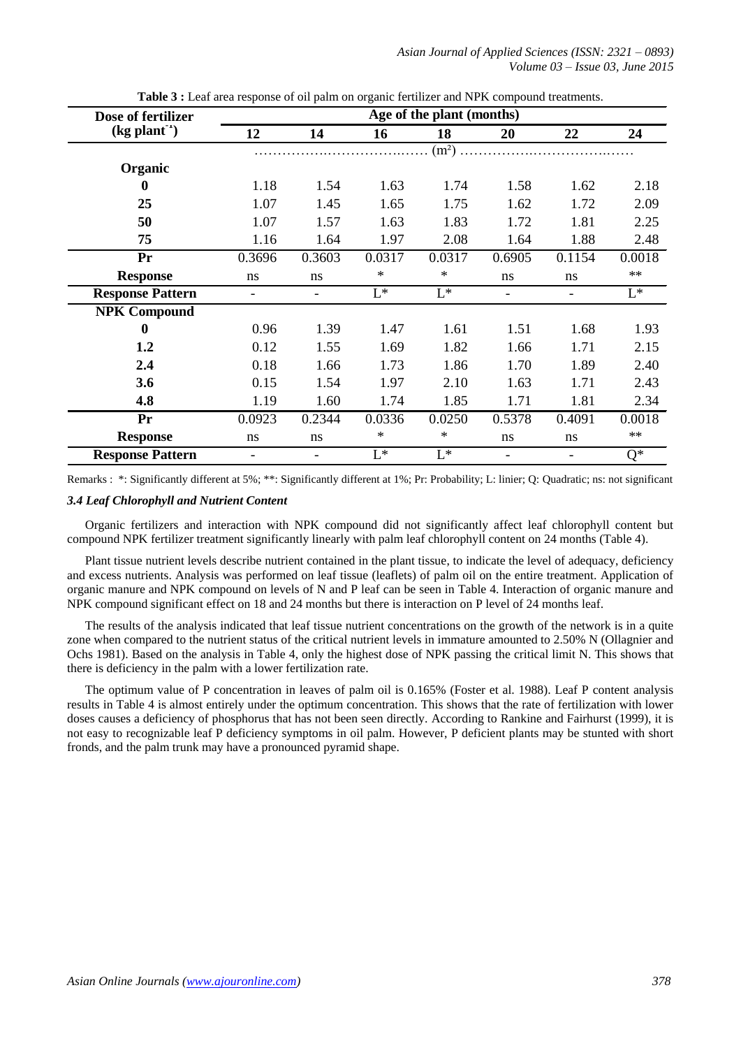**Table 3 :** Leaf area response of oil palm on organic fertilizer and NPK compound treatments.

| Dose of fertilizer (kg plant$^{-1}$) | Age of the plant (months) | | | | | | |
|---|---|---|---|---|---|---|---|
| | 12 | 14 | 16 | 18 | 20 | 22 | 24 |
| | ……………………………… ($m^2$) ……………………………… | | | | | | |
| **Organic** | | | | | | | |
| **0** | 1.18 | 1.54 | 1.63 | 1.74 | 1.58 | 1.62 | 2.18 |
| **25** | 1.07 | 1.45 | 1.65 | 1.75 | 1.62 | 1.72 | 2.09 |
| **50** | 1.07 | 1.57 | 1.63 | 1.83 | 1.72 | 1.81 | 2.25 |
| **75** | 1.16 | 1.64 | 1.97 | 2.08 | 1.64 | 1.88 | 2.48 |
| **Pr** | 0.3696 | 0.3603 | 0.0317 | 0.0317 | 0.6905 | 0.1154 | 0.0018 |
| **Response** | ns | ns | * | * | ns | ns | ** |
| **Response Pattern** | - | - | L* | L* | - | - | L* |
| **NPK Compound** | | | | | | | |
| **0** | 0.96 | 1.39 | 1.47 | 1.61 | 1.51 | 1.68 | 1.93 |
| **1.2** | 0.12 | 1.55 | 1.69 | 1.82 | 1.66 | 1.71 | 2.15 |
| **2.4** | 0.18 | 1.66 | 1.73 | 1.86 | 1.70 | 1.89 | 2.40 |
| **3.6** | 0.15 | 1.54 | 1.97 | 2.10 | 1.63 | 1.71 | 2.43 |
| **4.8** | 1.19 | 1.60 | 1.74 | 1.85 | 1.71 | 1.81 | 2.34 |
| **Pr** | 0.0923 | 0.2344 | 0.0336 | 0.0250 | 0.5378 | 0.4091 | 0.0018 |
| **Response** | ns | ns | * | * | ns | ns | ** |
| **Response Pattern** | - | - | L* | L* | - | - | Q* |

Remarks : *: Significantly different at 5%; **: Significantly different at 1%; Pr: Probability; L: linier; Q: Quadratic; ns: not significant

### *3.4 Leaf Chlorophyll and Nutrient Content*

Organic fertilizers and interaction with NPK compound did not significantly affect leaf chlorophyll content but compound NPK fertilizer treatment significantly linearly with palm leaf chlorophyll content on 24 months (Table 4).

Plant tissue nutrient levels describe nutrient contained in the plant tissue, to indicate the level of adequacy, deficiency and excess nutrients. Analysis was performed on leaf tissue (leaflets) of palm oil on the entire treatment. Application of organic manure and NPK compound on levels of N and P leaf can be seen in Table 4. Interaction of organic manure and NPK compound significant effect on 18 and 24 months but there is interaction on P level of 24 months leaf.

The results of the analysis indicated that leaf tissue nutrient concentrations on the growth of the network is in a quite zone when compared to the nutrient status of the critical nutrient levels in immature amounted to 2.50% N (Ollagnier and Ochs 1981). Based on the analysis in Table 4, only the highest dose of NPK passing the critical limit N. This shows that there is deficiency in the palm with a lower fertilization rate.

The optimum value of P concentration in leaves of palm oil is 0.165% (Foster et al. 1988). Leaf P content analysis results in Table 4 is almost entirely under the optimum concentration. This shows that the rate of fertilization with lower doses causes a deficiency of phosphorus that has not been seen directly. According to Rankine and Fairhurst (1999), it is not easy to recognizable leaf P deficiency symptoms in oil palm. However, P deficient plants may be stunted with short fronds, and the palm trunk may have a pronounced pyramid shape.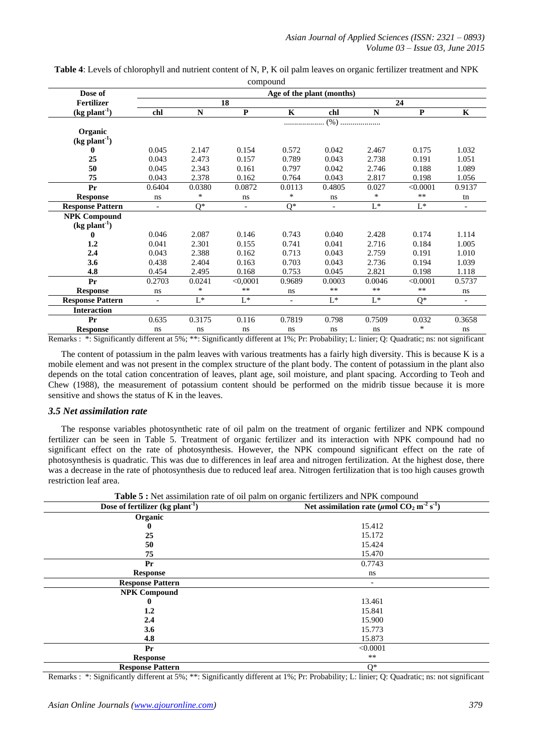**Table 4**: Levels of chlorophyll and nutrient content of N, P, K oil palm leaves on organic fertilizer treatment and NPK compound

| Dose of Fertilizer (kg plant$^{-1}$) | Age of the plant (months) | | | | | | | |
|---|---|---|---|---|---|---|---|---|
| | 18 | | | | 24 | | | |
| | chl | N | P | K | chl | N | P | K |
| | ................... (%) ................... | | | | | | | |
| **Organic (kg plant$^{-1}$)** | | | | | | | | |
| **0** | 0.045 | 2.147 | 0.154 | 0.572 | 0.042 | 2.467 | 0.175 | 1.032 |
| **25** | 0.043 | 2.473 | 0.157 | 0.789 | 0.043 | 2.738 | 0.191 | 1.051 |
| **50** | 0.045 | 2.343 | 0.161 | 0.797 | 0.042 | 2.746 | 0.188 | 1.089 |
| **75** | 0.043 | 2.378 | 0.162 | 0.764 | 0.043 | 2.817 | 0.198 | 1.056 |
| **Pr** | 0.6404 | 0.0380 | 0.0872 | 0.0113 | 0.4805 | 0.027 | <0.0001 | 0.9137 |
| **Response** | ns | * | ns | * | ns | * | ** | tn |
| **Response Pattern** | - | Q* | - | Q* | - | L* | L* | - |
| **NPK Compound (kg plant$^{-1}$)** | | | | | | | | |
| **0** | 0.046 | 2.087 | 0.146 | 0.743 | 0.040 | 2.428 | 0.174 | 1.114 |
| **1.2** | 0.041 | 2.301 | 0.155 | 0.741 | 0.041 | 2.716 | 0.184 | 1.005 |
| **2.4** | 0.043 | 2.388 | 0.162 | 0.713 | 0.043 | 2.759 | 0.191 | 1.010 |
| **3.6** | 0.438 | 2.404 | 0.163 | 0.703 | 0.043 | 2.736 | 0.194 | 1.039 |
| **4.8** | 0.454 | 2.495 | 0.168 | 0.753 | 0.045 | 2.821 | 0.198 | 1.118 |
| **Pr** | 0.2703 | 0.0241 | <0,0001 | 0.9689 | 0.0003 | 0.0046 | <0.0001 | 0.5737 |
| **Response** | ns | * | ** | ns | ** | ** | ** | ns |
| **Response Pattern** | - | L* | L* | - | L* | L* | Q* | - |
| **Interaction** | | | | | | | | |
| **Pr** | 0.635 | 0.3175 | 0.116 | 0.7819 | 0.798 | 0.7509 | 0.032 | 0.3658 |
| **Response** | ns | ns | ns | ns | ns | ns | * | ns |

Remarks : *: Significantly different at 5%; **: Significantly different at 1%; Pr: Probability; L: linier; Q: Quadratic; ns: not significant

The content of potassium in the palm leaves with various treatments has a fairly high diversity. This is because K is a mobile element and was not present in the complex structure of the plant body. The content of potassium in the plant also depends on the total cation concentration of leaves, plant age, soil moisture, and plant spacing. According to Teoh and Chew (1988), the measurement of potassium content should be performed on the midrib tissue because it is more sensitive and shows the status of K in the leaves.

### *3.5 Net assimilation rate*

The response variables photosynthetic rate of oil palm on the treatment of organic fertilizer and NPK compound fertilizer can be seen in Table 5. Treatment of organic fertilizer and its interaction with NPK compound had no significant effect on the rate of photosynthesis. However, the NPK compound significant effect on the rate of photosynthesis is quadratic. This was due to differences in leaf area and nitrogen fertilization. At the highest dose, there was a decrease in the rate of photosynthesis due to reduced leaf area. Nitrogen fertilization that is too high causes growth restriction leaf area.

**Table 5 :** Net assimilation rate of oil palm on organic fertilizers and NPK compound

| Dose of fertilizer (kg plant$^{-1}$) | Net assimilation rate ($\mu$mol $CO_2$ m$^{-2}$ s$^{-1}$) |
|---|---|
| **Organic** | |
| **0** | 15.412 |
| **25** | 15.172 |
| **50** | 15.424 |
| **75** | 15.470 |
| **Pr** | 0.7743 |
| **Response** | ns |
| **Response Pattern** | - |
| **NPK Compound** | |
| **0** | 13.461 |
| **1.2** | 15.841 |
| **2.4** | 15.900 |
| **3.6** | 15.773 |
| **4.8** | 15.873 |
| **Pr** | <0.0001 |
| **Response** | ** |
| **Response Pattern** | Q* |

Remarks : *: Significantly different at 5%; **: Significantly different at 1%; Pr: Probability; L: linier; Q: Quadratic; ns: not significant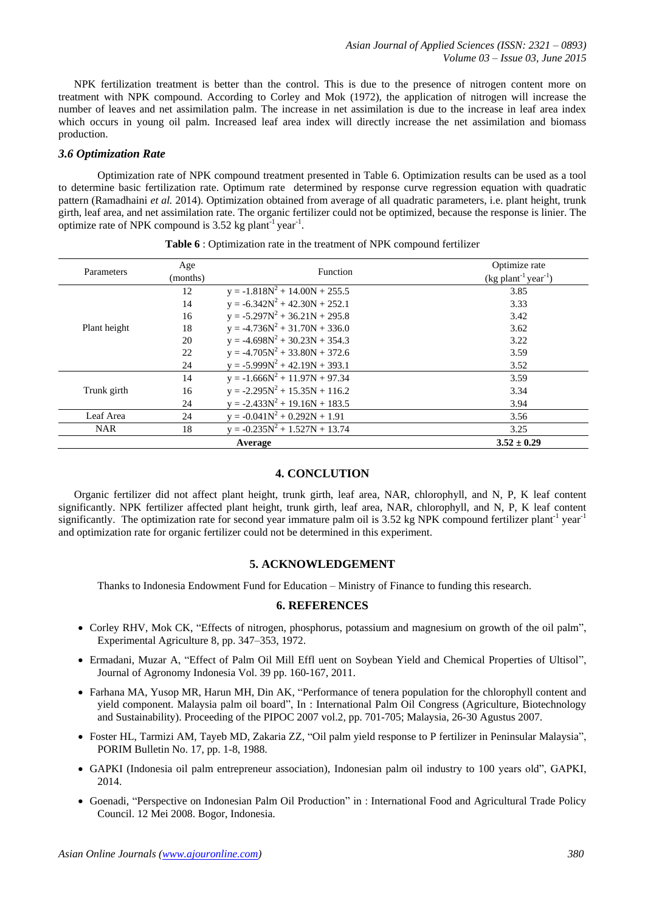NPK fertilization treatment is better than the control. This is due to the presence of nitrogen content more on treatment with NPK compound. According to Corley and Mok (1972), the application of nitrogen will increase the number of leaves and net assimilation palm. The increase in net assimilation is due to the increase in leaf area index which occurs in young oil palm. Increased leaf area index will directly increase the net assimilation and biomass production.

### *3.6 Optimization Rate*

Optimization rate of NPK compound treatment presented in Table 6. Optimization results can be used as a tool to determine basic fertilization rate. Optimum rate determined by response curve regression equation with quadratic pattern (Ramadhaini *et al.* 2014). Optimization obtained from average of all quadratic parameters, i.e. plant height, trunk girth, leaf area, and net assimilation rate. The organic fertilizer could not be optimized, because the response is linier. The optimize rate of NPK compound is 3.52 kg plant$^{-1}$ year$^{-1}$.

**Table 6** : Optimization rate in the treatment of NPK compound fertilizer

| Parameters | Age (months) | Function | Optimize rate (kg plant$^{-1}$ year$^{-1}$) |
|---|---|---|---|
| Plant height | 12 | $y = -1.818N^2 + 14.00N + 255.5$ | 3.85 |
| | 14 | $y = -6.342N^2 + 42.30N + 252.1$ | 3.33 |
| | 16 | $y = -5.297N^2 + 36.21N + 295.8$ | 3.42 |
| | 18 | $y = -4.736N^2 + 31.70N + 336.0$ | 3.62 |
| | 20 | $y = -4.698N^2 + 30.23N + 354.3$ | 3.22 |
| | 22 | $y = -4.705N^2 + 33.80N + 372.6$ | 3.59 |
| | 24 | $y = -5.999N^2 + 42.19N + 393.1$ | 3.52 |
| Trunk girth | 14 | $y = -1.666N^2 + 11.97N + 97.34$ | 3.59 |
| | 16 | $y = -2.295N^2 + 15.35N + 116.2$ | 3.34 |
| | 24 | $y = -2.433N^2 + 19.16N + 183.5$ | 3.94 |
| Leaf Area | 24 | $y = -0.041N^2 + 0.292N + 1.91$ | 3.56 |
| NAR | 18 | $y = -0.235N^2 + 1.527N + 13.74$ | 3.25 |
| | | **Average** | **3.52 ± 0.29** |

## 4. CONCLUTION

Organic fertilizer did not affect plant height, trunk girth, leaf area, NAR, chlorophyll, and N, P, K leaf content significantly. NPK fertilizer affected plant height, trunk girth, leaf area, NAR, chlorophyll, and N, P, K leaf content significantly. The optimization rate for second year immature palm oil is 3.52 kg NPK compound fertilizer plant$^{-1}$ year$^{-1}$ and optimization rate for organic fertilizer could not be determined in this experiment.

## 5. ACKNOWLEDGEMENT

Thanks to Indonesia Endowment Fund for Education – Ministry of Finance to funding this research.

## 6. REFERENCES

- Corley RHV, Mok CK, "Effects of nitrogen, phosphorus, potassium and magnesium on growth of the oil palm", Experimental Agriculture 8, pp. 347–353, 1972.
- Ermadani, Muzar A, "Effect of Palm Oil Mill Effl uent on Soybean Yield and Chemical Properties of Ultisol", Journal of Agronomy Indonesia Vol. 39 pp. 160-167, 2011.
- Farhana MA, Yusop MR, Harun MH, Din AK, "Performance of tenera population for the chlorophyll content and yield component. Malaysia palm oil board", In : International Palm Oil Congress (Agriculture, Biotechnology and Sustainability). Proceeding of the PIPOC 2007 vol.2, pp. 701-705; Malaysia, 26-30 Agustus 2007.
- Foster HL, Tarmizi AM, Tayeb MD, Zakaria ZZ, "Oil palm yield response to P fertilizer in Peninsular Malaysia", PORIM Bulletin No. 17, pp. 1-8, 1988.
- GAPKI (Indonesia oil palm entrepreneur association), Indonesian palm oil industry to 100 years old", GAPKI, 2014.
- Goenadi, "Perspective on Indonesian Palm Oil Production" in : International Food and Agricultural Trade Policy Council. 12 Mei 2008. Bogor, Indonesia.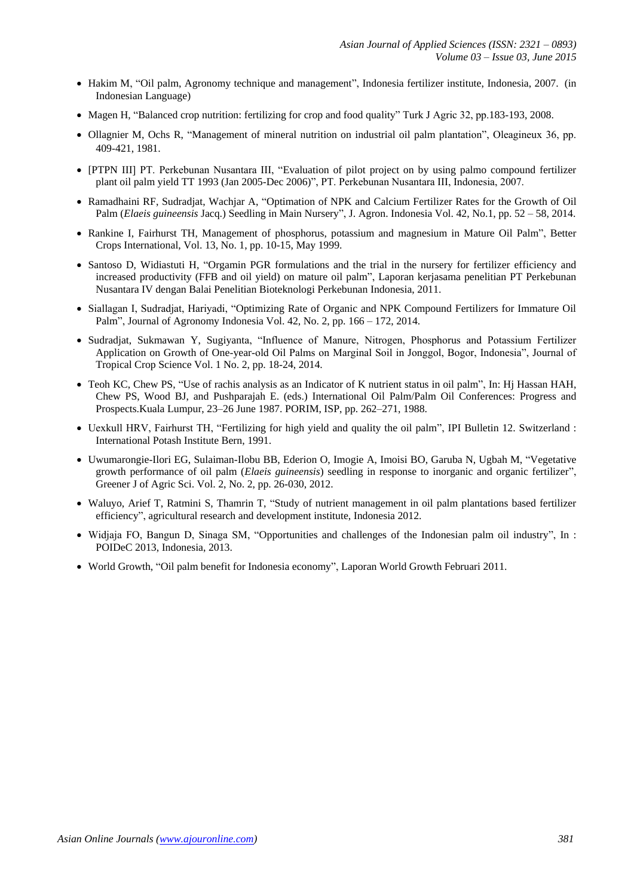- Hakim M, "Oil palm, Agronomy technique and management", Indonesia fertilizer institute, Indonesia, 2007. (in Indonesian Language)
- Magen H, "Balanced crop nutrition: fertilizing for crop and food quality" Turk J Agric 32, pp.183-193, 2008.
- Ollagnier M, Ochs R, "Management of mineral nutrition on industrial oil palm plantation", Oleagineux 36, pp. 409-421, 1981.
- [PTPN III] PT. Perkebunan Nusantara III, "Evaluation of pilot project on by using palmo compound fertilizer plant oil palm yield TT 1993 (Jan 2005-Dec 2006)", PT. Perkebunan Nusantara III, Indonesia, 2007.
- Ramadhaini RF, Sudradjat, Wachjar A, "Optimation of NPK and Calcium Fertilizer Rates for the Growth of Oil Palm (*Elaeis guineensis* Jacq.) Seedling in Main Nursery", J. Agron. Indonesia Vol. 42, No.1, pp. 52 – 58, 2014.
- Rankine I, Fairhurst TH, Management of phosphorus, potassium and magnesium in Mature Oil Palm", Better Crops International, Vol. 13, No. 1, pp. 10-15, May 1999.
- Santoso D, Widiastuti H, "Orgamin PGR formulations and the trial in the nursery for fertilizer efficiency and increased productivity (FFB and oil yield) on mature oil palm", Laporan kerjasama penelitian PT Perkebunan Nusantara IV dengan Balai Penelitian Bioteknologi Perkebunan Indonesia, 2011.
- Siallagan I, Sudradjat, Hariyadi, "Optimizing Rate of Organic and NPK Compound Fertilizers for Immature Oil Palm", Journal of Agronomy Indonesia Vol. 42, No. 2, pp. 166 – 172, 2014.
- Sudradjat, Sukmawan Y, Sugiyanta, "Influence of Manure, Nitrogen, Phosphorus and Potassium Fertilizer Application on Growth of One-year-old Oil Palms on Marginal Soil in Jonggol, Bogor, Indonesia", Journal of Tropical Crop Science Vol. 1 No. 2, pp. 18-24, 2014.
- Teoh KC, Chew PS, "Use of rachis analysis as an Indicator of K nutrient status in oil palm", In: Hj Hassan HAH, Chew PS, Wood BJ, and Pushparajah E. (eds.) International Oil Palm/Palm Oil Conferences: Progress and Prospects.Kuala Lumpur, 23–26 June 1987. PORIM, ISP, pp. 262–271, 1988.
- Uexkull HRV, Fairhurst TH, "Fertilizing for high yield and quality the oil palm", IPI Bulletin 12. Switzerland : International Potash Institute Bern, 1991.
- Uwumarongie-Ilori EG, Sulaiman-Ilobu BB, Ederion O, Imogie A, Imoisi BO, Garuba N, Ugbah M, "Vegetative growth performance of oil palm (*Elaeis guineensis*) seedling in response to inorganic and organic fertilizer", Greener J of Agric Sci. Vol. 2, No. 2, pp. 26-030, 2012.
- Waluyo, Arief T, Ratmini S, Thamrin T, "Study of nutrient management in oil palm plantations based fertilizer efficiency", agricultural research and development institute, Indonesia 2012.
- Widjaja FO, Bangun D, Sinaga SM, "Opportunities and challenges of the Indonesian palm oil industry", In : POIDeC 2013, Indonesia, 2013.
- World Growth, "Oil palm benefit for Indonesia economy", Laporan World Growth Februari 2011.